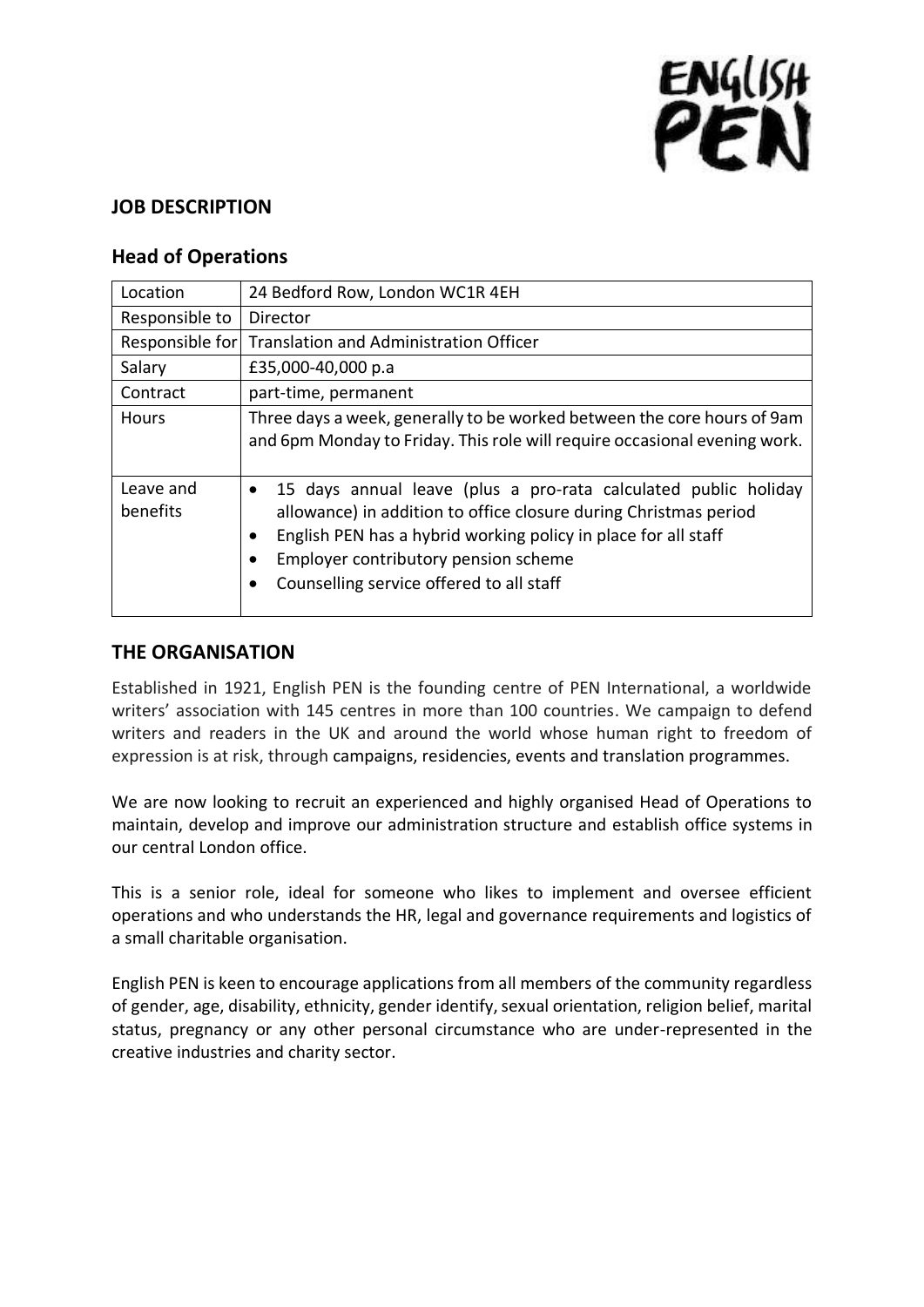ENGLISH PEN

## JOB DESCRIPTION

## Head of Operations

| Location | 24 Bedford Row, London WC1R 4EH |
| --- | --- |
| Responsible to | Director |
| Responsible for | Translation and Administration Officer |
| Salary | £35,000-40,000 p.a |
| Contract | part-time, permanent |
| Hours | Three days a week, generally to be worked between the core hours of 9am and 6pm Monday to Friday. This role will require occasional evening work. |
| Leave and benefits | • 15 days annual leave (plus a pro-rata calculated public holiday allowance) in addition to office closure during Christmas period<br>• English PEN has a hybrid working policy in place for all staff<br>• Employer contributory pension scheme<br>• Counselling service offered to all staff |

## THE ORGANISATION

Established in 1921, English PEN is the founding centre of PEN International, a worldwide writers' association with 145 centres in more than 100 countries. We campaign to defend writers and readers in the UK and around the world whose human right to freedom of expression is at risk, through campaigns, residencies, events and translation programmes.

We are now looking to recruit an experienced and highly organised Head of Operations to maintain, develop and improve our administration structure and establish office systems in our central London office.

This is a senior role, ideal for someone who likes to implement and oversee efficient operations and who understands the HR, legal and governance requirements and logistics of a small charitable organisation.

English PEN is keen to encourage applications from all members of the community regardless of gender, age, disability, ethnicity, gender identify, sexual orientation, religion belief, marital status, pregnancy or any other personal circumstance who are under-represented in the creative industries and charity sector.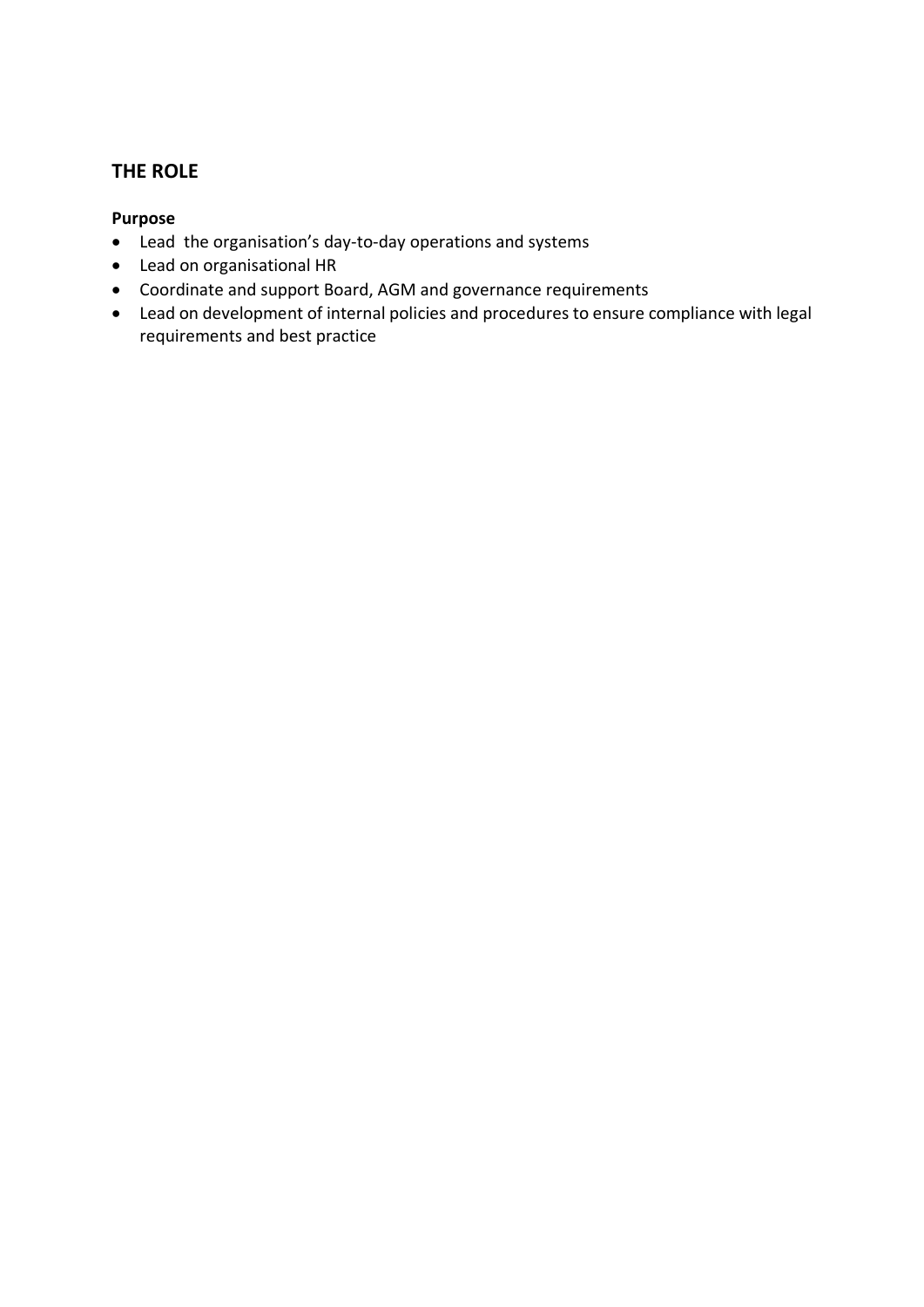## THE ROLE

**Purpose**

- Lead the organisation's day-to-day operations and systems
- Lead on organisational HR
- Coordinate and support Board, AGM and governance requirements
- Lead on development of internal policies and procedures to ensure compliance with legal requirements and best practice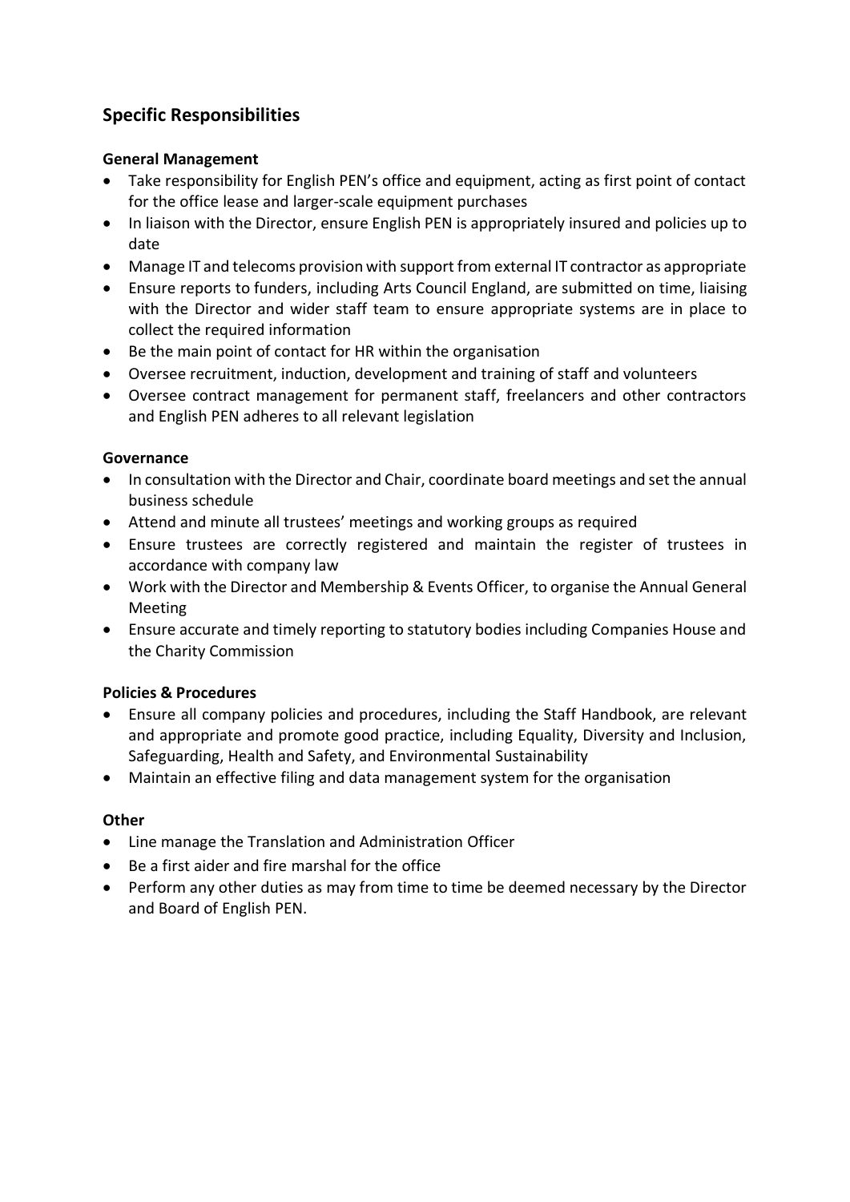## Specific Responsibilities

**General Management**

- Take responsibility for English PEN's office and equipment, acting as first point of contact for the office lease and larger-scale equipment purchases
- In liaison with the Director, ensure English PEN is appropriately insured and policies up to date
- Manage IT and telecoms provision with support from external IT contractor as appropriate
- Ensure reports to funders, including Arts Council England, are submitted on time, liaising with the Director and wider staff team to ensure appropriate systems are in place to collect the required information
- Be the main point of contact for HR within the organisation
- Oversee recruitment, induction, development and training of staff and volunteers
- Oversee contract management for permanent staff, freelancers and other contractors and English PEN adheres to all relevant legislation

**Governance**

- In consultation with the Director and Chair, coordinate board meetings and set the annual business schedule
- Attend and minute all trustees' meetings and working groups as required
- Ensure trustees are correctly registered and maintain the register of trustees in accordance with company law
- Work with the Director and Membership & Events Officer, to organise the Annual General Meeting
- Ensure accurate and timely reporting to statutory bodies including Companies House and the Charity Commission

**Policies & Procedures**

- Ensure all company policies and procedures, including the Staff Handbook, are relevant and appropriate and promote good practice, including Equality, Diversity and Inclusion, Safeguarding, Health and Safety, and Environmental Sustainability
- Maintain an effective filing and data management system for the organisation

**Other**

- Line manage the Translation and Administration Officer
- Be a first aider and fire marshal for the office
- Perform any other duties as may from time to time be deemed necessary by the Director and Board of English PEN.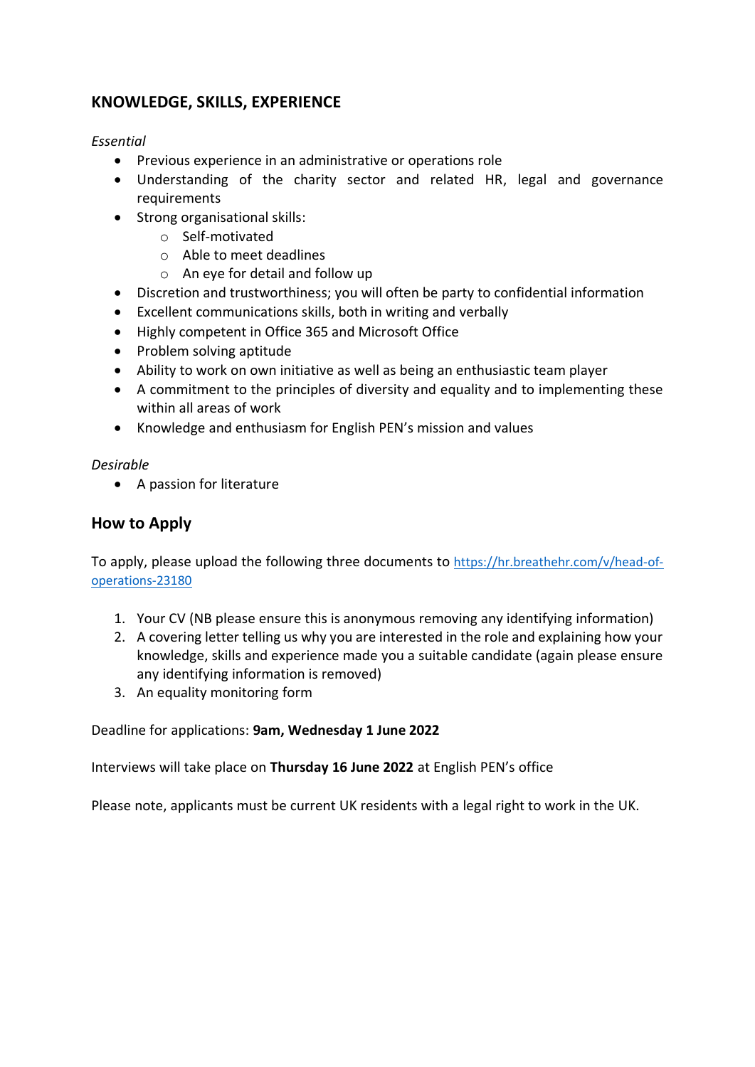## KNOWLEDGE, SKILLS, EXPERIENCE

*Essential*

- Previous experience in an administrative or operations role
- Understanding of the charity sector and related HR, legal and governance requirements
- Strong organisational skills:
  - Self-motivated
  - Able to meet deadlines
  - An eye for detail and follow up
- Discretion and trustworthiness; you will often be party to confidential information
- Excellent communications skills, both in writing and verbally
- Highly competent in Office 365 and Microsoft Office
- Problem solving aptitude
- Ability to work on own initiative as well as being an enthusiastic team player
- A commitment to the principles of diversity and equality and to implementing these within all areas of work
- Knowledge and enthusiasm for English PEN's mission and values

*Desirable*

- A passion for literature

## How to Apply

To apply, please upload the following three documents to [https://hr.breathehr.com/v/head-of-operations-23180](https://hr.breathehr.com/v/head-of-operations-23180)

1. Your CV (NB please ensure this is anonymous removing any identifying information)
2. A covering letter telling us why you are interested in the role and explaining how your knowledge, skills and experience made you a suitable candidate (again please ensure any identifying information is removed)
3. An equality monitoring form

Deadline for applications: **9am, Wednesday 1 June 2022**

Interviews will take place on **Thursday 16 June 2022** at English PEN's office

Please note, applicants must be current UK residents with a legal right to work in the UK.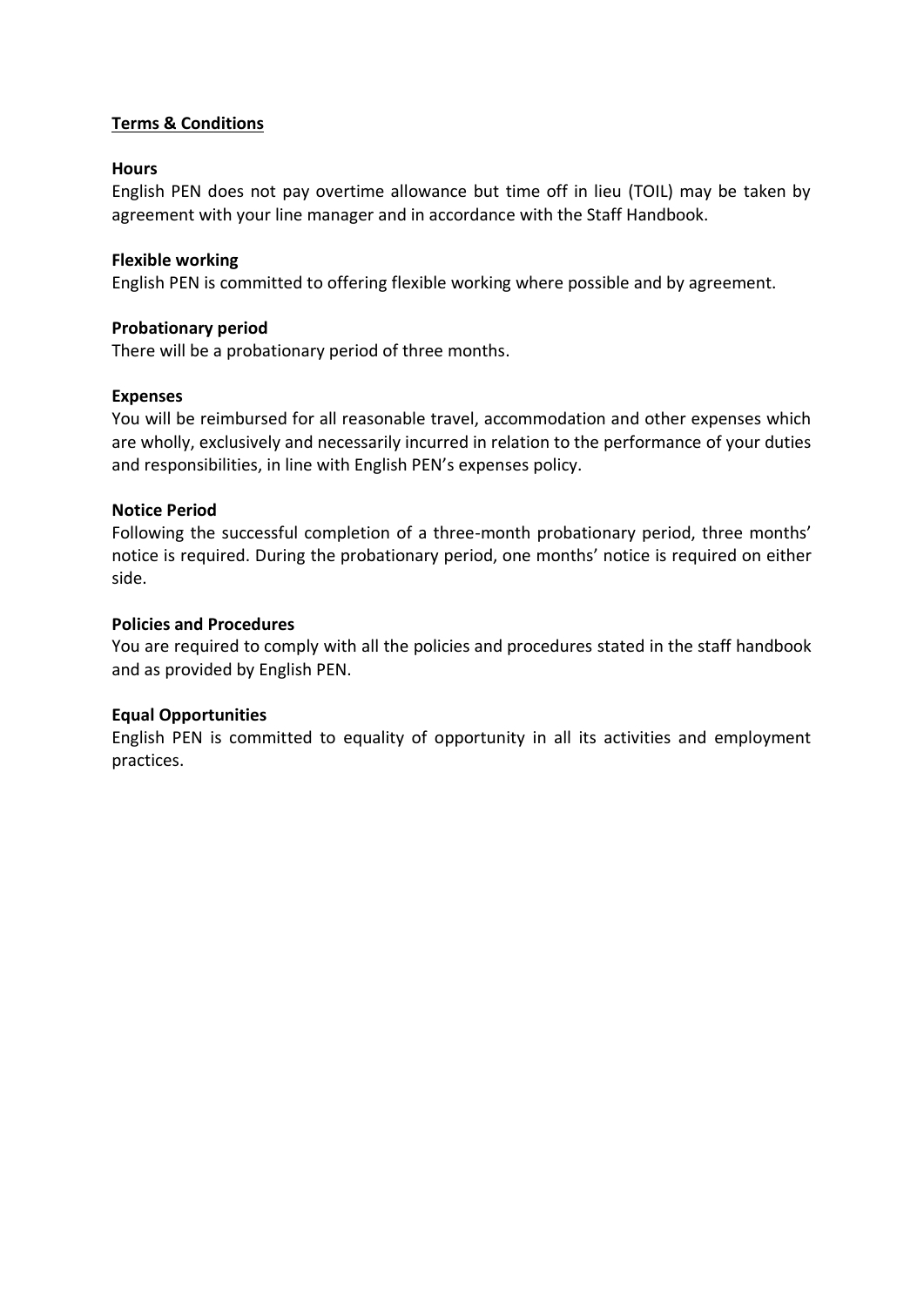## Terms & Conditions

**Hours**

English PEN does not pay overtime allowance but time off in lieu (TOIL) may be taken by agreement with your line manager and in accordance with the Staff Handbook.

**Flexible working**

English PEN is committed to offering flexible working where possible and by agreement.

**Probationary period**

There will be a probationary period of three months.

**Expenses**

You will be reimbursed for all reasonable travel, accommodation and other expenses which are wholly, exclusively and necessarily incurred in relation to the performance of your duties and responsibilities, in line with English PEN's expenses policy.

**Notice Period**

Following the successful completion of a three-month probationary period, three months' notice is required. During the probationary period, one months' notice is required on either side.

**Policies and Procedures**

You are required to comply with all the policies and procedures stated in the staff handbook and as provided by English PEN.

**Equal Opportunities**

English PEN is committed to equality of opportunity in all its activities and employment practices.